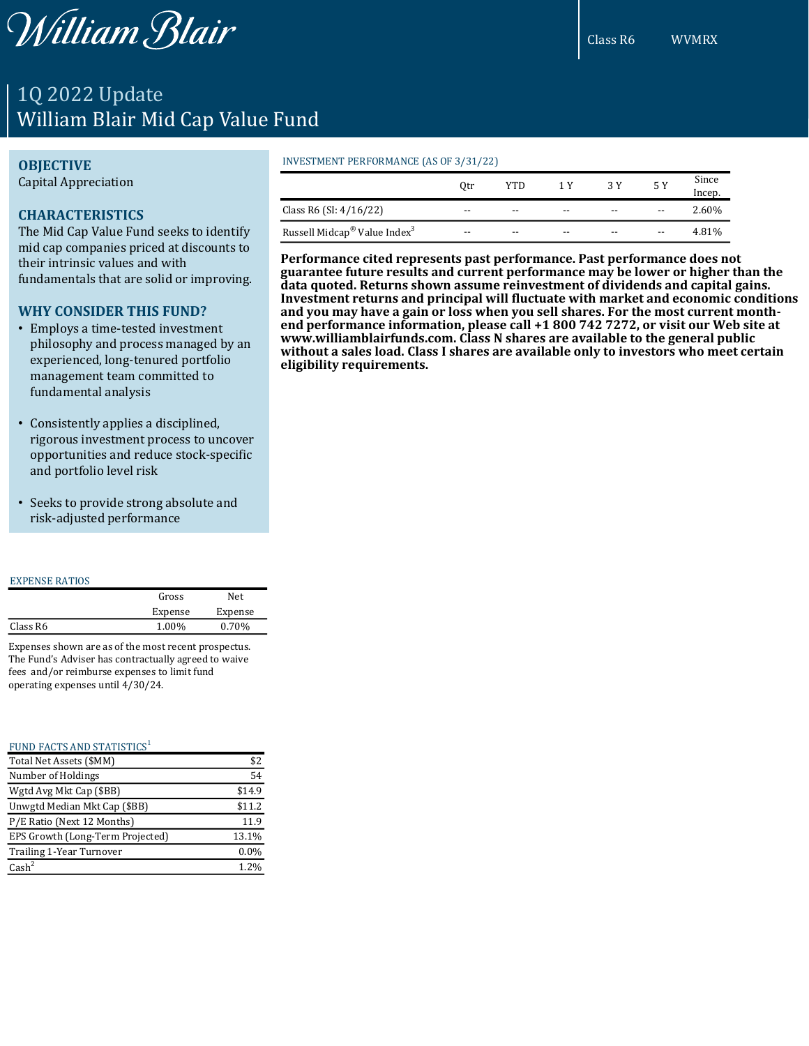William Blair

Class R6 WVMRX

# 1Q 2022 Update
# William Blair Mid Cap Value Fund

## OBJECTIVE

Capital Appreciation

## CHARACTERISTICS

The Mid Cap Value Fund seeks to identify mid cap companies priced at discounts to their intrinsic values and with fundamentals that are solid or improving.

## WHY CONSIDER THIS FUND?

- Employs a time-tested investment philosophy and process managed by an experienced, long-tenured portfolio management team committed to fundamental analysis
- Consistently applies a disciplined, rigorous investment process to uncover opportunities and reduce stock-specific and portfolio level risk
- Seeks to provide strong absolute and risk-adjusted performance

### INVESTMENT PERFORMANCE (AS OF 3/31/22)

| | Qtr | YTD | 1 Y | 3 Y | 5 Y | Since Incep. |
|---|---|---|---|---|---|---|
| Class R6 (SI: 4/16/22) | -- | -- | -- | -- | -- | 2.60% |
| Russell Midcap® Value Index[3] | -- | -- | -- | -- | -- | 4.81% |

**Performance cited represents past performance. Past performance does not guarantee future results and current performance may be lower or higher than the data quoted. Returns shown assume reinvestment of dividends and capital gains. Investment returns and principal will fluctuate with market and economic conditions and you may have a gain or loss when you sell shares. For the most current month-end performance information, please call +1 800 742 7272, or visit our Web site at www.williamblairfunds.com. Class N shares are available to the general public without a sales load. Class I shares are available only to investors who meet certain eligibility requirements.**

### EXPENSE RATIOS

| | Gross Expense | Net Expense |
|---|---|---|
| Class R6 | 1.00% | 0.70% |

Expenses shown are as of the most recent prospectus. The Fund's Adviser has contractually agreed to waive fees and/or reimburse expenses to limit fund operating expenses until 4/30/24.

### FUND FACTS AND STATISTICS[1]

| | |
|---|---|
| Total Net Assets ($MM) | $2 |
| Number of Holdings | 54 |
| Wgtd Avg Mkt Cap ($BB) | $14.9 |
| Unwgtd Median Mkt Cap ($BB) | $11.2 |
| P/E Ratio (Next 12 Months) | 11.9 |
| EPS Growth (Long-Term Projected) | 13.1% |
| Trailing 1-Year Turnover | 0.0% |
| Cash[2] | 1.2% |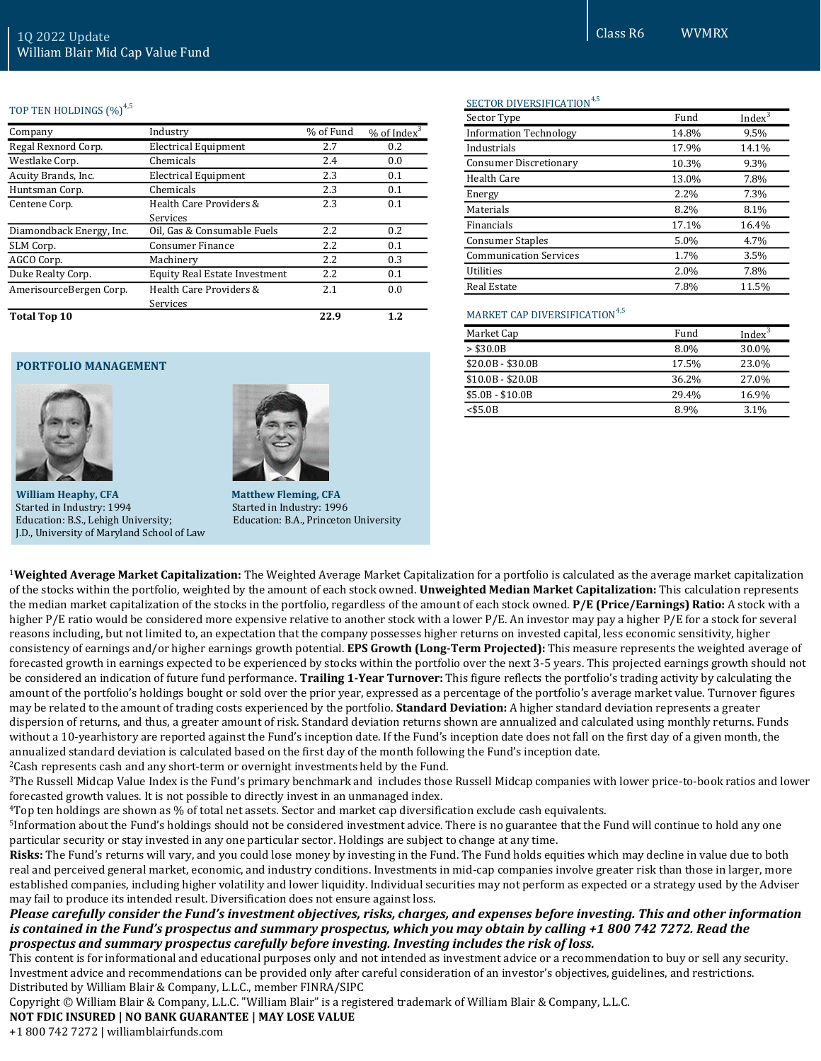1Q 2022 Update
William Blair Mid Cap Value Fund

Class R6 WVMRX

## TOP TEN HOLDINGS (%)[4,5]

| Company | Industry | % of Fund | % of Index[3] |
|---|---|---|---|
| Regal Rexnord Corp. | Electrical Equipment | 2.7 | 0.2 |
| Westlake Corp. | Chemicals | 2.4 | 0.0 |
| Acuity Brands, Inc. | Electrical Equipment | 2.3 | 0.1 |
| Huntsman Corp. | Chemicals | 2.3 | 0.1 |
| Centene Corp. | Health Care Providers & Services | 2.3 | 0.1 |
| Diamondback Energy, Inc. | Oil, Gas & Consumable Fuels | 2.2 | 0.2 |
| SLM Corp. | Consumer Finance | 2.2 | 0.1 |
| AGCO Corp. | Machinery | 2.2 | 0.3 |
| Duke Realty Corp. | Equity Real Estate Investment | 2.2 | 0.1 |
| AmerisourceBergen Corp. | Health Care Providers & Services | 2.1 | 0.0 |
| **Total Top 10** | | **22.9** | **1.2** |

## SECTOR DIVERSIFICATION[4,5]

| Sector Type | Fund | Index[3] |
|---|---|---|
| Information Technology | 14.8% | 9.5% |
| Industrials | 17.9% | 14.1% |
| Consumer Discretionary | 10.3% | 9.3% |
| Health Care | 13.0% | 7.8% |
| Energy | 2.2% | 7.3% |
| Materials | 8.2% | 8.1% |
| Financials | 17.1% | 16.4% |
| Consumer Staples | 5.0% | 4.7% |
| Communication Services | 1.7% | 3.5% |
| Utilities | 2.0% | 7.8% |
| Real Estate | 7.8% | 11.5% |

## MARKET CAP DIVERSIFICATION[4,5]

| Market Cap | Fund | Index[3] |
|---|---|---|
| > $30.0B | 8.0% | 30.0% |
| $20.0B - $30.0B | 17.5% | 23.0% |
| $10.0B - $20.0B | 36.2% | 27.0% |
| $5.0B - $10.0B | 29.4% | 16.9% |
| <$5.0B | 8.9% | 3.1% |

## PORTFOLIO MANAGEMENT

**William Heaphy, CFA**
Started in Industry: 1994
Education: B.S., Lehigh University; J.D., University of Maryland School of Law

**Matthew Fleming, CFA**
Started in Industry: 1996
Education: B.A., Princeton University

[1]**Weighted Average Market Capitalization:** The Weighted Average Market Capitalization for a portfolio is calculated as the average market capitalization of the stocks within the portfolio, weighted by the amount of each stock owned. **Unweighted Median Market Capitalization:** This calculation represents the median market capitalization of the stocks in the portfolio, regardless of the amount of each stock owned. **P/E (Price/Earnings) Ratio:** A stock with a higher P/E ratio would be considered more expensive relative to another stock with a lower P/E. An investor may pay a higher P/E for a stock for several reasons including, but not limited to, an expectation that the company possesses higher returns on invested capital, less economic sensitivity, higher consistency of earnings and/or higher earnings growth potential. **EPS Growth (Long-Term Projected):** This measure represents the weighted average of forecasted growth in earnings expected to be experienced by stocks within the portfolio over the next 3-5 years. This projected earnings growth should not be considered an indication of future fund performance. **Trailing 1-Year Turnover:** This figure reflects the portfolio's trading activity by calculating the amount of the portfolio's holdings bought or sold over the prior year, expressed as a percentage of the portfolio's average market value. Turnover figures may be related to the amount of trading costs experienced by the portfolio. **Standard Deviation:** A higher standard deviation represents a greater dispersion of returns, and thus, a greater amount of risk. Standard deviation returns shown are annualized and calculated using monthly returns. Funds without a 10-yearhistory are reported against the Fund's inception date. If the Fund's inception date does not fall on the first day of a given month, the annualized standard deviation is calculated based on the first day of the month following the Fund's inception date.
[2]Cash represents cash and any short-term or overnight investments held by the Fund.
[3]The Russell Midcap Value Index is the Fund's primary benchmark and includes those Russell Midcap companies with lower price-to-book ratios and lower forecasted growth values. It is not possible to directly invest in an unmanaged index.
[4]Top ten holdings are shown as % of total net assets. Sector and market cap diversification exclude cash equivalents.
[5]Information about the Fund's holdings should not be considered investment advice. There is no guarantee that the Fund will continue to hold any one particular security or stay invested in any one particular sector. Holdings are subject to change at any time.
**Risks:** The Fund's returns will vary, and you could lose money by investing in the Fund. The Fund holds equities which may decline in value due to both real and perceived general market, economic, and industry conditions. Investments in mid-cap companies involve greater risk than those in larger, more established companies, including higher volatility and lower liquidity. Individual securities may not perform as expected or a strategy used by the Adviser may fail to produce its intended result. Diversification does not ensure against loss.

***Please carefully consider the Fund's investment objectives, risks, charges, and expenses before investing. This and other information is contained in the Fund's prospectus and summary prospectus, which you may obtain by calling +1 800 742 7272. Read the prospectus and summary prospectus carefully before investing. Investing includes the risk of loss.***

This content is for informational and educational purposes only and not intended as investment advice or a recommendation to buy or sell any security. Investment advice and recommendations can be provided only after careful consideration of an investor's objectives, guidelines, and restrictions.
Distributed by William Blair & Company, L.L.C., member FINRA/SIPC
Copyright © William Blair & Company, L.L.C. "William Blair" is a registered trademark of William Blair & Company, L.L.C.
**NOT FDIC INSURED | NO BANK GUARANTEE | MAY LOSE VALUE**
+1 800 742 7272 | williamblairfunds.com